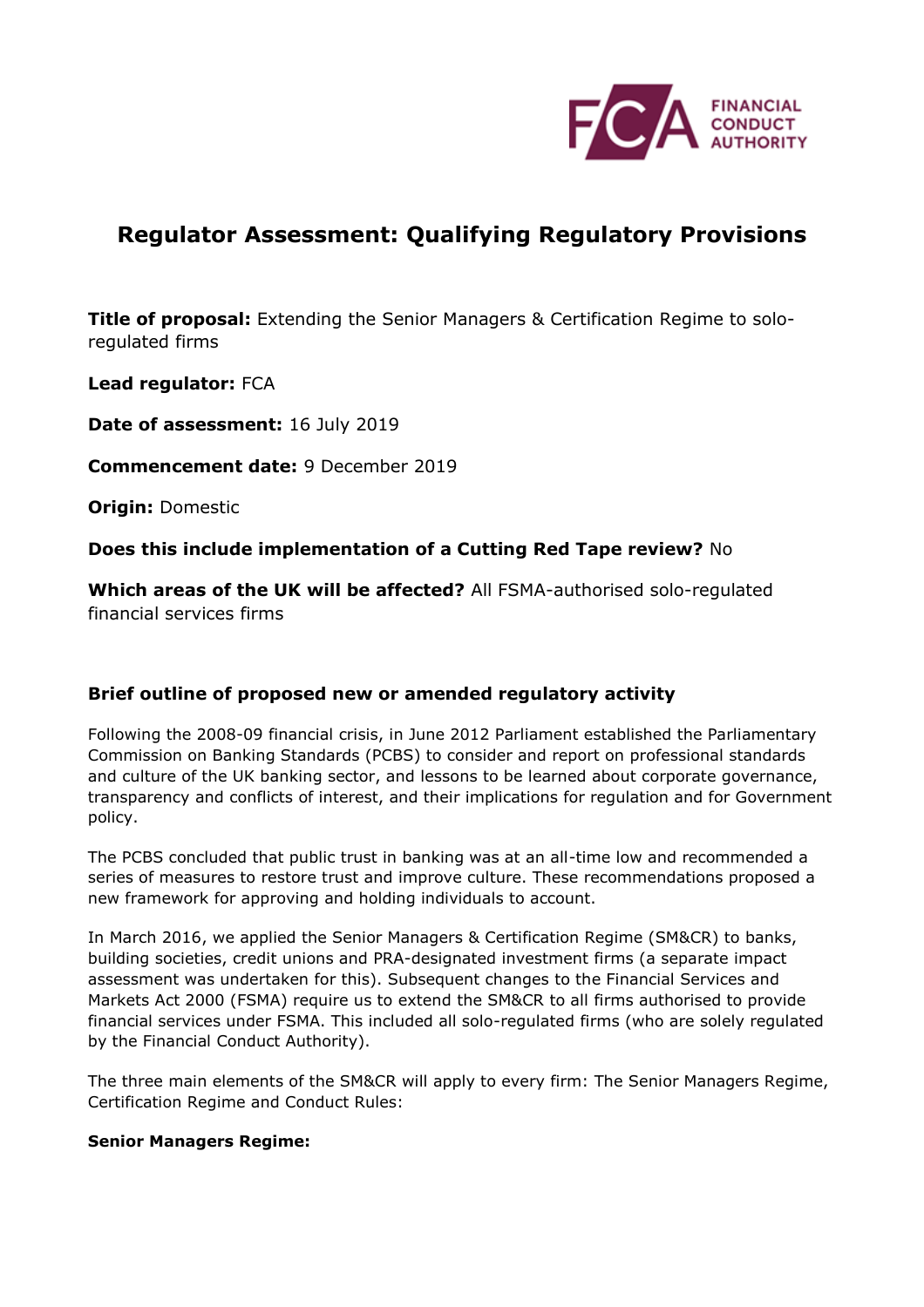# Regulator Assessment: Qualifying Regulatory Provisions

**Title of proposal:** Extending the Senior Managers & Certification Regime to solo-regulated firms

**Lead regulator:** FCA

**Date of assessment:** 16 July 2019

**Commencement date:** 9 December 2019

**Origin:** Domestic

**Does this include implementation of a Cutting Red Tape review?** No

**Which areas of the UK will be affected?** All FSMA-authorised solo-regulated financial services firms

## Brief outline of proposed new or amended regulatory activity

Following the 2008-09 financial crisis, in June 2012 Parliament established the Parliamentary Commission on Banking Standards (PCBS) to consider and report on professional standards and culture of the UK banking sector, and lessons to be learned about corporate governance, transparency and conflicts of interest, and their implications for regulation and for Government policy.

The PCBS concluded that public trust in banking was at an all-time low and recommended a series of measures to restore trust and improve culture. These recommendations proposed a new framework for approving and holding individuals to account.

In March 2016, we applied the Senior Managers & Certification Regime (SM&CR) to banks, building societies, credit unions and PRA-designated investment firms (a separate impact assessment was undertaken for this). Subsequent changes to the Financial Services and Markets Act 2000 (FSMA) require us to extend the SM&CR to all firms authorised to provide financial services under FSMA. This included all solo-regulated firms (who are solely regulated by the Financial Conduct Authority).

The three main elements of the SM&CR will apply to every firm: The Senior Managers Regime, Certification Regime and Conduct Rules:

**Senior Managers Regime:**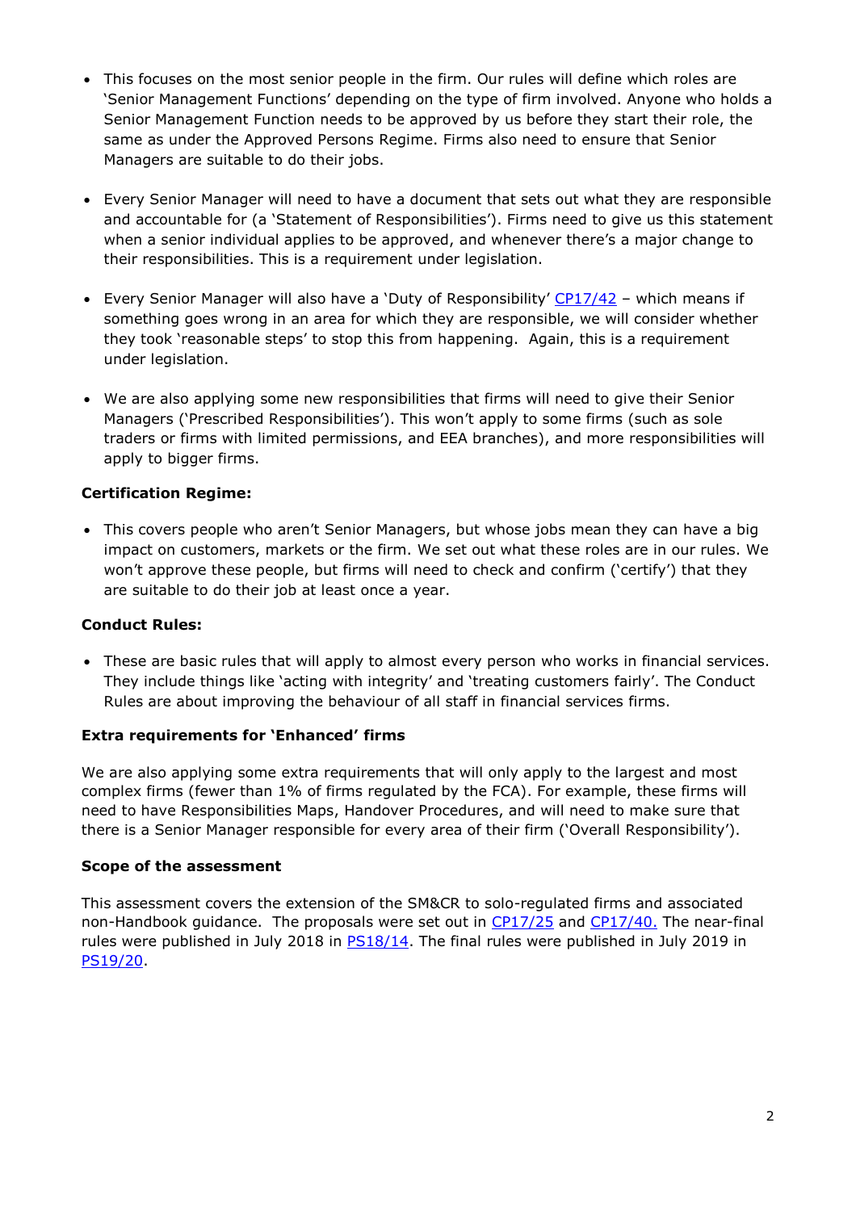- This focuses on the most senior people in the firm. Our rules will define which roles are 'Senior Management Functions' depending on the type of firm involved. Anyone who holds a Senior Management Function needs to be approved by us before they start their role, the same as under the Approved Persons Regime. Firms also need to ensure that Senior Managers are suitable to do their jobs.

- Every Senior Manager will need to have a document that sets out what they are responsible and accountable for (a 'Statement of Responsibilities'). Firms need to give us this statement when a senior individual applies to be approved, and whenever there's a major change to their responsibilities. This is a requirement under legislation.

- Every Senior Manager will also have a 'Duty of Responsibility' CP17/42 – which means if something goes wrong in an area for which they are responsible, we will consider whether they took 'reasonable steps' to stop this from happening. Again, this is a requirement under legislation.

- We are also applying some new responsibilities that firms will need to give their Senior Managers ('Prescribed Responsibilities'). This won't apply to some firms (such as sole traders or firms with limited permissions, and EEA branches), and more responsibilities will apply to bigger firms.

**Certification Regime:**

- This covers people who aren't Senior Managers, but whose jobs mean they can have a big impact on customers, markets or the firm. We set out what these roles are in our rules. We won't approve these people, but firms will need to check and confirm ('certify') that they are suitable to do their job at least once a year.

**Conduct Rules:**

- These are basic rules that will apply to almost every person who works in financial services. They include things like 'acting with integrity' and 'treating customers fairly'. The Conduct Rules are about improving the behaviour of all staff in financial services firms.

**Extra requirements for 'Enhanced' firms**

We are also applying some extra requirements that will only apply to the largest and most complex firms (fewer than 1% of firms regulated by the FCA). For example, these firms will need to have Responsibilities Maps, Handover Procedures, and will need to make sure that there is a Senior Manager responsible for every area of their firm ('Overall Responsibility').

**Scope of the assessment**

This assessment covers the extension of the SM&CR to solo-regulated firms and associated non-Handbook guidance. The proposals were set out in CP17/25 and CP17/40. The near-final rules were published in July 2018 in PS18/14. The final rules were published in July 2019 in PS19/20.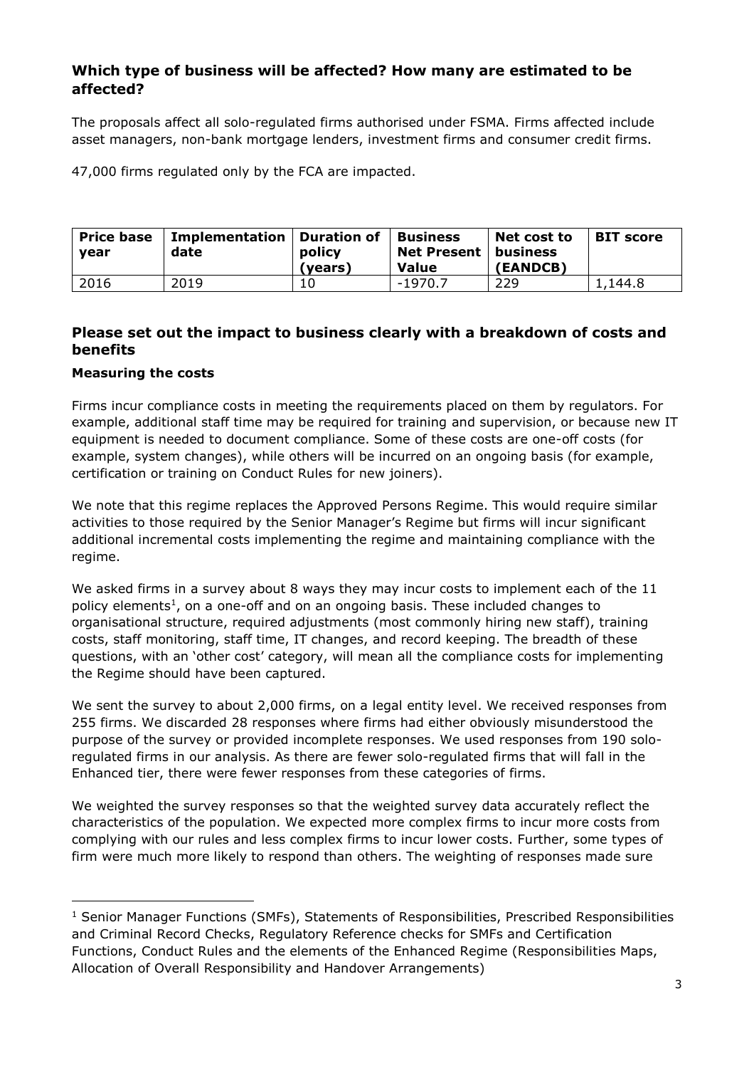## Which type of business will be affected? How many are estimated to be affected?

The proposals affect all solo-regulated firms authorised under FSMA. Firms affected include asset managers, non-bank mortgage lenders, investment firms and consumer credit firms.

47,000 firms regulated only by the FCA are impacted.

| Price base year | Implementation date | Duration of policy (years) | Business Net Present Value | Net cost to business (EANDCB) | BIT score |
|---|---|---|---|---|---|
| 2016 | 2019 | 10 | -1970.7 | 229 | 1,144.8 |

## Please set out the impact to business clearly with a breakdown of costs and benefits

### Measuring the costs

Firms incur compliance costs in meeting the requirements placed on them by regulators. For example, additional staff time may be required for training and supervision, or because new IT equipment is needed to document compliance. Some of these costs are one-off costs (for example, system changes), while others will be incurred on an ongoing basis (for example, certification or training on Conduct Rules for new joiners).

We note that this regime replaces the Approved Persons Regime. This would require similar activities to those required by the Senior Manager's Regime but firms will incur significant additional incremental costs implementing the regime and maintaining compliance with the regime.

We asked firms in a survey about 8 ways they may incur costs to implement each of the 11 policy elements[1], on a one-off and on an ongoing basis. These included changes to organisational structure, required adjustments (most commonly hiring new staff), training costs, staff monitoring, staff time, IT changes, and record keeping. The breadth of these questions, with an 'other cost' category, will mean all the compliance costs for implementing the Regime should have been captured.

We sent the survey to about 2,000 firms, on a legal entity level. We received responses from 255 firms. We discarded 28 responses where firms had either obviously misunderstood the purpose of the survey or provided incomplete responses. We used responses from 190 solo-regulated firms in our analysis. As there are fewer solo-regulated firms that will fall in the Enhanced tier, there were fewer responses from these categories of firms.

We weighted the survey responses so that the weighted survey data accurately reflect the characteristics of the population. We expected more complex firms to incur more costs from complying with our rules and less complex firms to incur lower costs. Further, some types of firm were much more likely to respond than others. The weighting of responses made sure

[1] Senior Manager Functions (SMFs), Statements of Responsibilities, Prescribed Responsibilities and Criminal Record Checks, Regulatory Reference checks for SMFs and Certification Functions, Conduct Rules and the elements of the Enhanced Regime (Responsibilities Maps, Allocation of Overall Responsibility and Handover Arrangements)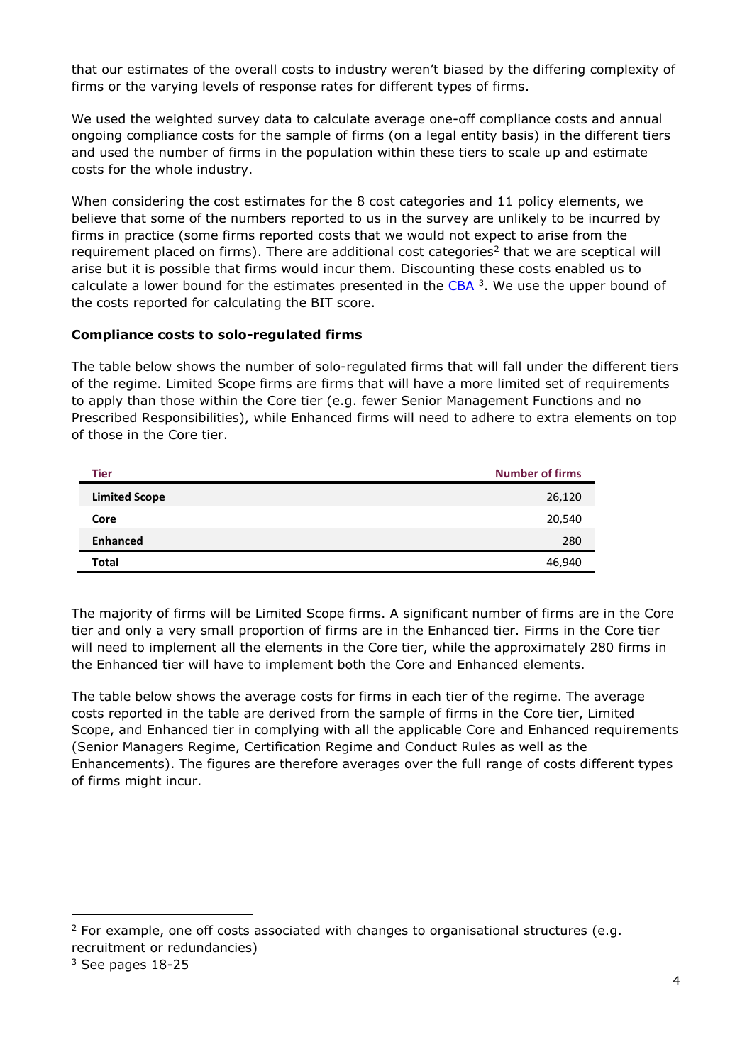that our estimates of the overall costs to industry weren't biased by the differing complexity of firms or the varying levels of response rates for different types of firms.

We used the weighted survey data to calculate average one-off compliance costs and annual ongoing compliance costs for the sample of firms (on a legal entity basis) in the different tiers and used the number of firms in the population within these tiers to scale up and estimate costs for the whole industry.

When considering the cost estimates for the 8 cost categories and 11 policy elements, we believe that some of the numbers reported to us in the survey are unlikely to be incurred by firms in practice (some firms reported costs that we would not expect to arise from the requirement placed on firms). There are additional cost categories[2] that we are sceptical will arise but it is possible that firms would incur them. Discounting these costs enabled us to calculate a lower bound for the estimates presented in the CBA [3]. We use the upper bound of the costs reported for calculating the BIT score.

**Compliance costs to solo-regulated firms**

The table below shows the number of solo-regulated firms that will fall under the different tiers of the regime. Limited Scope firms are firms that will have a more limited set of requirements to apply than those within the Core tier (e.g. fewer Senior Management Functions and no Prescribed Responsibilities), while Enhanced firms will need to adhere to extra elements on top of those in the Core tier.

| Tier | Number of firms |
|---|---|
| **Limited Scope** | 26,120 |
| **Core** | 20,540 |
| **Enhanced** | 280 |
| **Total** | 46,940 |

The majority of firms will be Limited Scope firms. A significant number of firms are in the Core tier and only a very small proportion of firms are in the Enhanced tier. Firms in the Core tier will need to implement all the elements in the Core tier, while the approximately 280 firms in the Enhanced tier will have to implement both the Core and Enhanced elements.

The table below shows the average costs for firms in each tier of the regime. The average costs reported in the table are derived from the sample of firms in the Core tier, Limited Scope, and Enhanced tier in complying with all the applicable Core and Enhanced requirements (Senior Managers Regime, Certification Regime and Conduct Rules as well as the Enhancements). The figures are therefore averages over the full range of costs different types of firms might incur.

[2] For example, one off costs associated with changes to organisational structures (e.g. recruitment or redundancies)

[3] See pages 18-25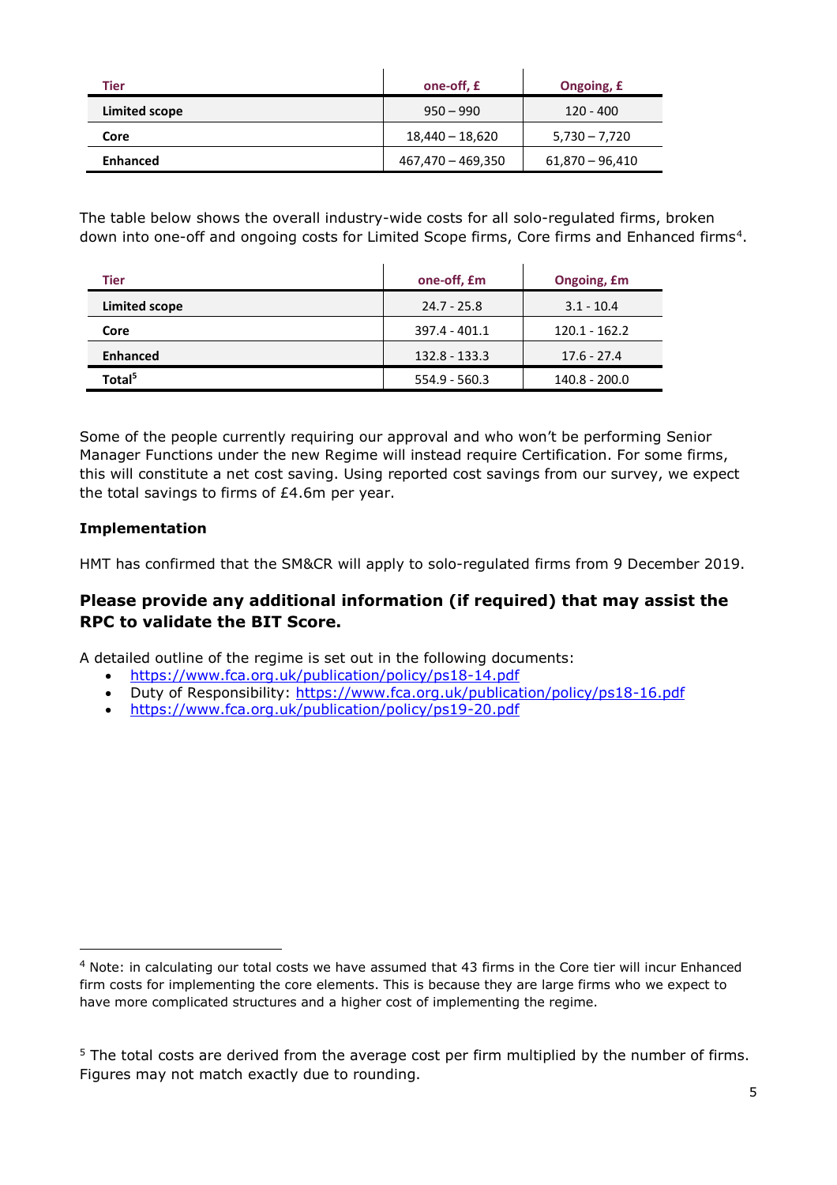| Tier | one-off, £ | Ongoing, £ |
|---|---|---|
| **Limited scope** | 950 – 990 | 120 - 400 |
| **Core** | 18,440 – 18,620 | 5,730 – 7,720 |
| **Enhanced** | 467,470 – 469,350 | 61,870 – 96,410 |

The table below shows the overall industry-wide costs for all solo-regulated firms, broken down into one-off and ongoing costs for Limited Scope firms, Core firms and Enhanced firms[4].

| Tier | one-off, £m | Ongoing, £m |
|---|---|---|
| **Limited scope** | 24.7 - 25.8 | 3.1 - 10.4 |
| **Core** | 397.4 - 401.1 | 120.1 - 162.2 |
| **Enhanced** | 132.8 - 133.3 | 17.6 - 27.4 |
| **Total**[5] | 554.9 - 560.3 | 140.8 - 200.0 |

Some of the people currently requiring our approval and who won't be performing Senior Manager Functions under the new Regime will instead require Certification. For some firms, this will constitute a net cost saving. Using reported cost savings from our survey, we expect the total savings to firms of £4.6m per year.

**Implementation**

HMT has confirmed that the SM&CR will apply to solo-regulated firms from 9 December 2019.

### Please provide any additional information (if required) that may assist the RPC to validate the BIT Score.

A detailed outline of the regime is set out in the following documents:

- https://www.fca.org.uk/publication/policy/ps18-14.pdf
- Duty of Responsibility: https://www.fca.org.uk/publication/policy/ps18-16.pdf
- https://www.fca.org.uk/publication/policy/ps19-20.pdf

[4] Note: in calculating our total costs we have assumed that 43 firms in the Core tier will incur Enhanced firm costs for implementing the core elements. This is because they are large firms who we expect to have more complicated structures and a higher cost of implementing the regime.

[5] The total costs are derived from the average cost per firm multiplied by the number of firms. Figures may not match exactly due to rounding.